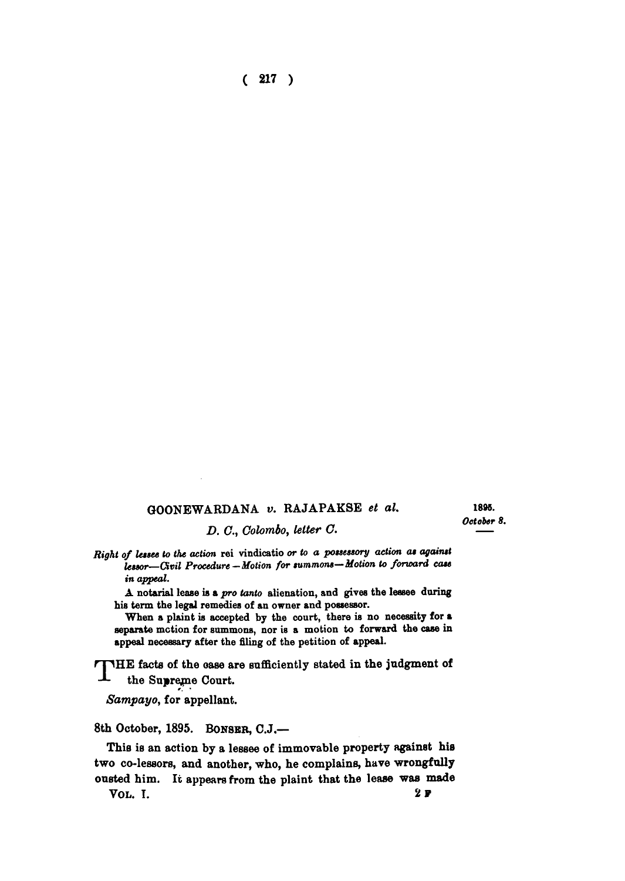## GOONEWARDANA *v.* RAJAPAKSE *et al.*

1895.
*October 8.*

*D. C., Colombo, letter C.*

*Right of lessee to the action* rei vindicatio *or to a possessory action as against lessor—Civil Procedure—Motion for summons—Motion to forward case in appeal.*

A notarial lease is a *pro tanto* alienation, and gives the lessee during his term the legal remedies of an owner and possessor.

When a plaint is accepted by the court, there is no necessity for a separate motion for summons, nor is a motion to forward the case in appeal necessary after the filing of the petition of appeal.

THE facts of the case are sufficiently stated in the judgment of the Supreme Court.

*Sampayo*, for appellant.

8th October, 1895. BONSER, C.J.—

This is an action by a lessee of immovable property against his two co-lessors, and another, who, he complains, have wrongfully ousted him. It appears from the plaint that the lease was made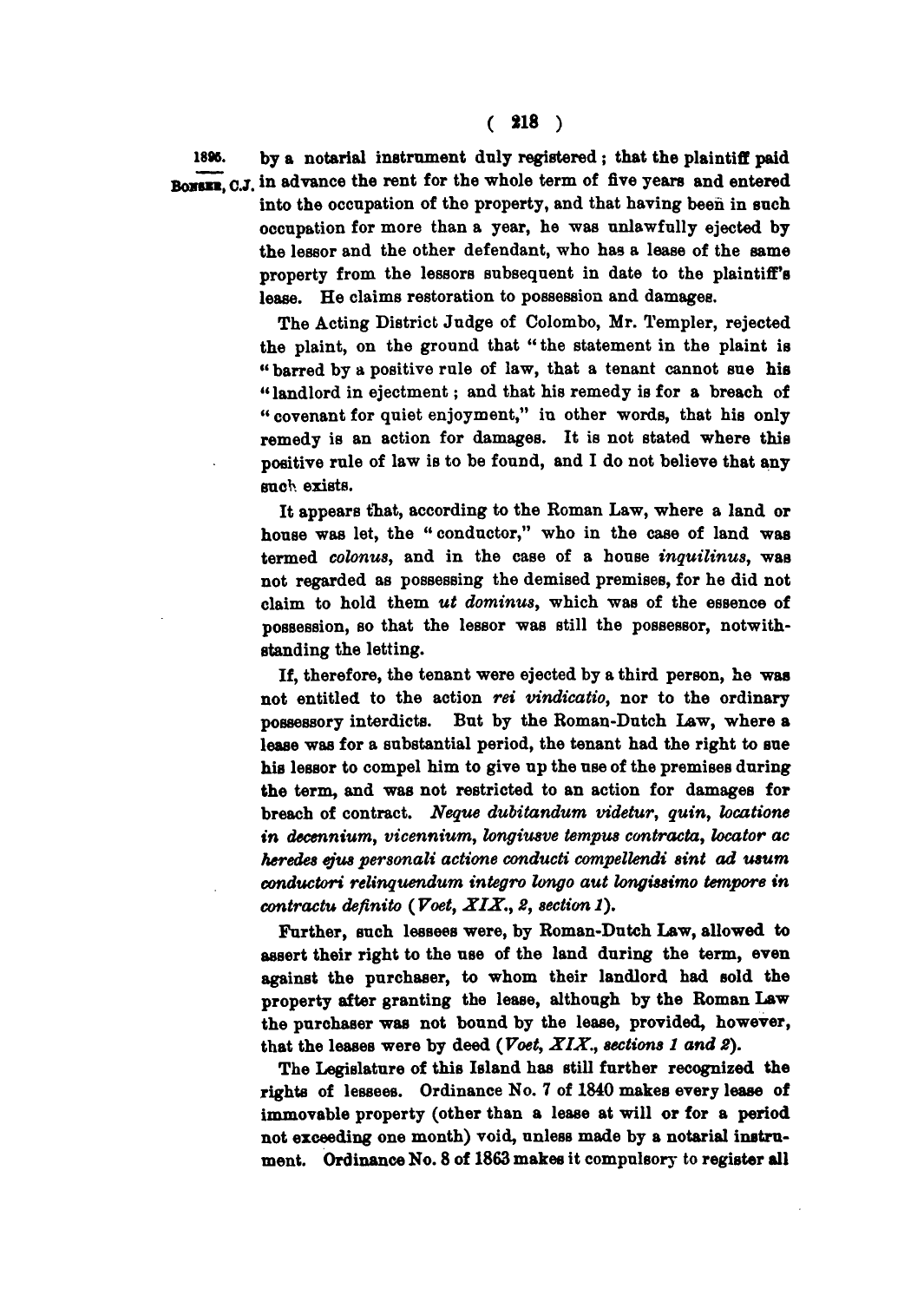by a notarial instrument duly registered; that the plaintiff paid in advance the rent for the whole term of five years and entered into the occupation of the property, and that having been in such occupation for more than a year, he was unlawfully ejected by the lessor and the other defendant, who has a lease of the same property from the lessors subsequent in date to the plaintiff's lease. He claims restoration to possession and damages.

The Acting District Judge of Colombo, Mr. Templer, rejected the plaint, on the ground that "the statement in the plaint is "barred by a positive rule of law, that a tenant cannot sue his "landlord in ejectment; and that his remedy is for a breach of "covenant for quiet enjoyment," in other words, that his only remedy is an action for damages. It is not stated where this positive rule of law is to be found, and I do not believe that any such exists.

It appears that, according to the Roman Law, where a land or house was let, the "conductor," who in the case of land was termed *colonus*, and in the case of a house *inquilinus*, was not regarded as possessing the demised premises, for he did not claim to hold them *ut dominus*, which was of the essence of possession, so that the lessor was still the possessor, notwithstanding the letting.

If, therefore, the tenant were ejected by a third person, he was not entitled to the action *rei vindicatio*, nor to the ordinary possessory interdicts. But by the Roman-Dutch Law, where a lease was for a substantial period, the tenant had the right to sue his lessor to compel him to give up the use of the premises during the term, and was not restricted to an action for damages for breach of contract. *Neque dubitandum videtur, quin, locatione in decennium, vicennium, longiusve tempus contracta, locator ac heredes ejus personali actione conducti compellendi sint ad usum conductori relinquendum integro longo aut longissimo tempore in contractu definito (Voet, XIX., 2, section 1).*

Further, such lessees were, by Roman-Dutch Law, allowed to assert their right to the use of the land during the term, even against the purchaser, to whom their landlord had sold the property after granting the lease, although by the Roman Law the purchaser was not bound by the lease, provided, however, that the leases were by deed (*Voet, XIX., sections 1 and 2*).

The Legislature of this Island has still further recognized the rights of lessees. Ordinance No. 7 of 1840 makes every lease of immovable property (other than a lease at will or for a period not exceeding one month) void, unless made by a notarial instrument. Ordinance No. 8 of 1863 makes it compulsory to register all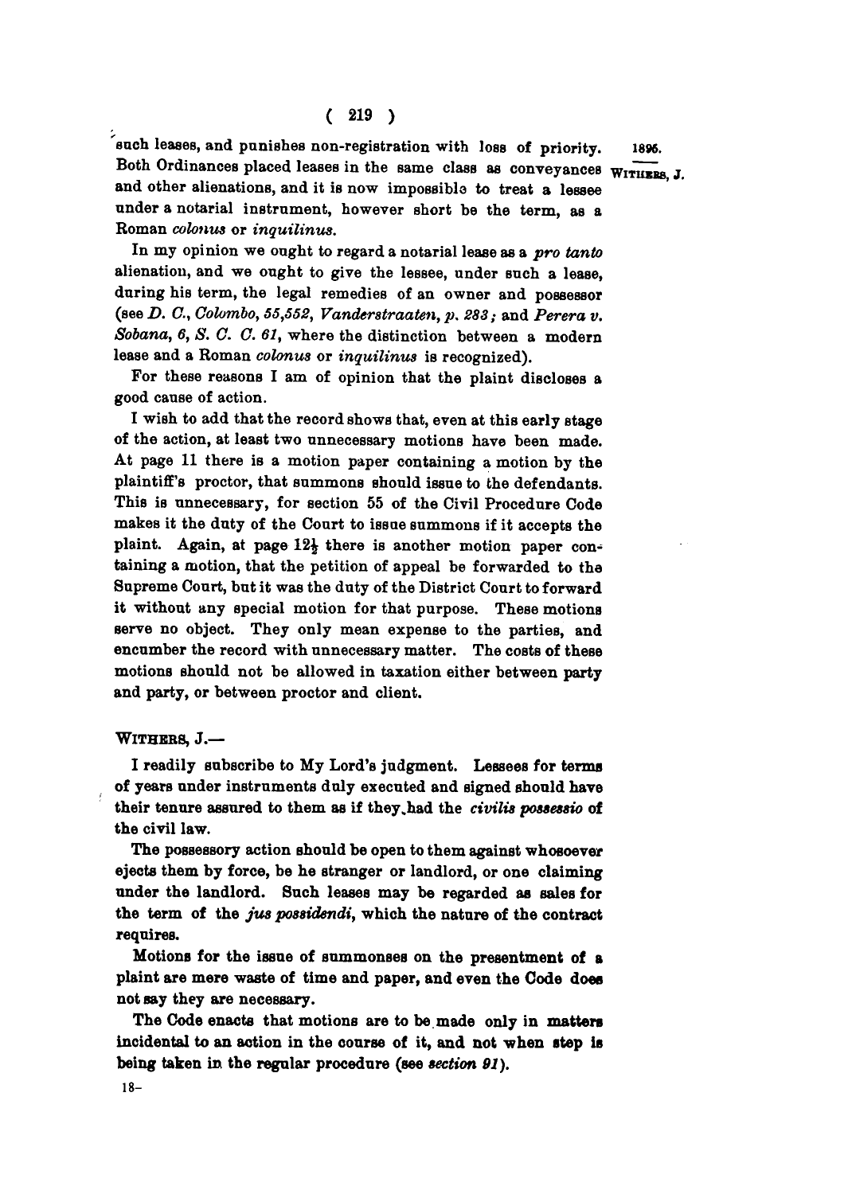such leases, and punishes non-registration with loss of priority. Both Ordinances placed leases in the same class as conveyances and other alienations, and it is now impossible to treat a lessee under a notarial instrument, however short be the term, as a Roman *colonus* or *inquilinus*.

In my opinion we ought to regard a notarial lease as a *pro tanto* alienation, and we ought to give the lessee, under such a lease, during his term, the legal remedies of an owner and possessor (see *D. C., Colombo, 55,552, Vanderstraaten, p. 283;* and *Perera v. Sobana, 6, S. C. C. 61*, where the distinction between a modern lease and a Roman *colonus* or *inquilinus* is recognized).

For these reasons I am of opinion that the plaint discloses a good cause of action.

I wish to add that the record shows that, even at this early stage of the action, at least two unnecessary motions have been made. At page 11 there is a motion paper containing a motion by the plaintiff's proctor, that summons should issue to the defendants. This is unnecessary, for section 55 of the Civil Procedure Code makes it the duty of the Court to issue summons if it accepts the plaint. Again, at page 12½ there is another motion paper containing a motion, that the petition of appeal be forwarded to the Supreme Court, but it was the duty of the District Court to forward it without any special motion for that purpose. These motions serve no object. They only mean expense to the parties, and encumber the record with unnecessary matter. The costs of these motions should not be allowed in taxation either between party and party, or between proctor and client.

WITHERS, J.—

I readily subscribe to My Lord's judgment. Lessees for terms of years under instruments duly executed and signed should have their tenure assured to them as if they had the *civilis possessio* of the civil law.

The possessory action should be open to them against whosoever ejects them by force, be he stranger or landlord, or one claiming under the landlord. Such leases may be regarded as sales for the term of the *jus possidendi*, which the nature of the contract requires.

Motions for the issue of summonses on the presentment of a plaint are mere waste of time and paper, and even the Code does not say they are necessary.

The Code enacts that motions are to be made only in matters incidental to an action in the course of it, and not when step is being taken in the regular procedure (see *section 91*).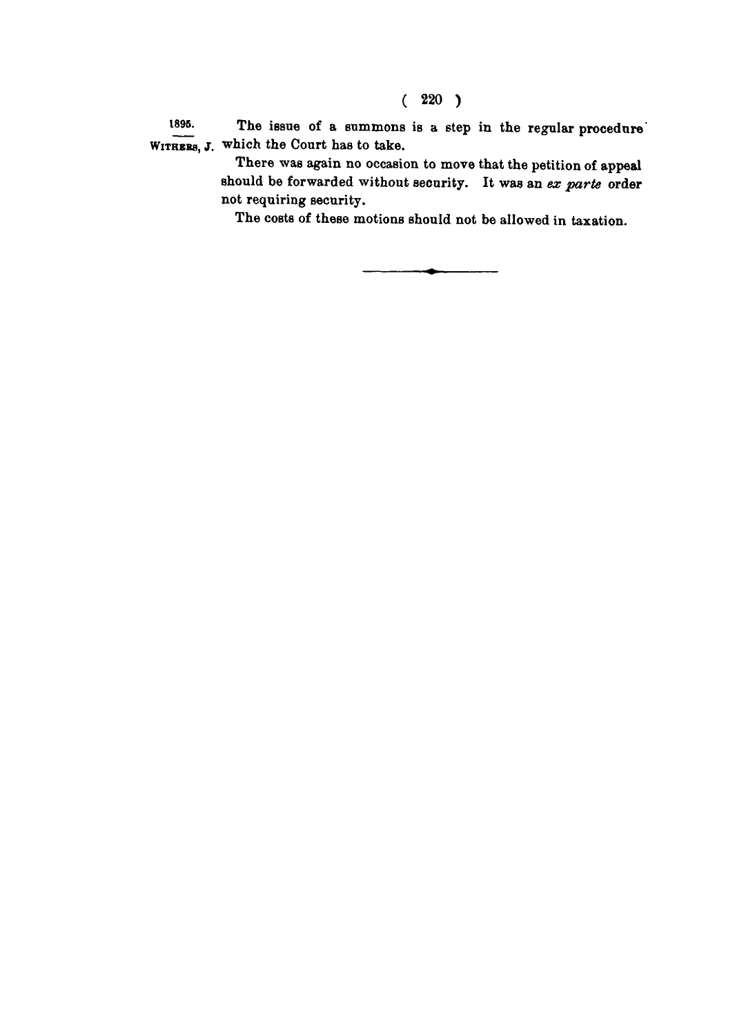The issue of a summons is a step in the regular procedure which the Court has to take.

There was again no occasion to move that the petition of appeal should be forwarded without security. It was an *ex parte* order not requiring security.

The costs of these motions should not be allowed in taxation.